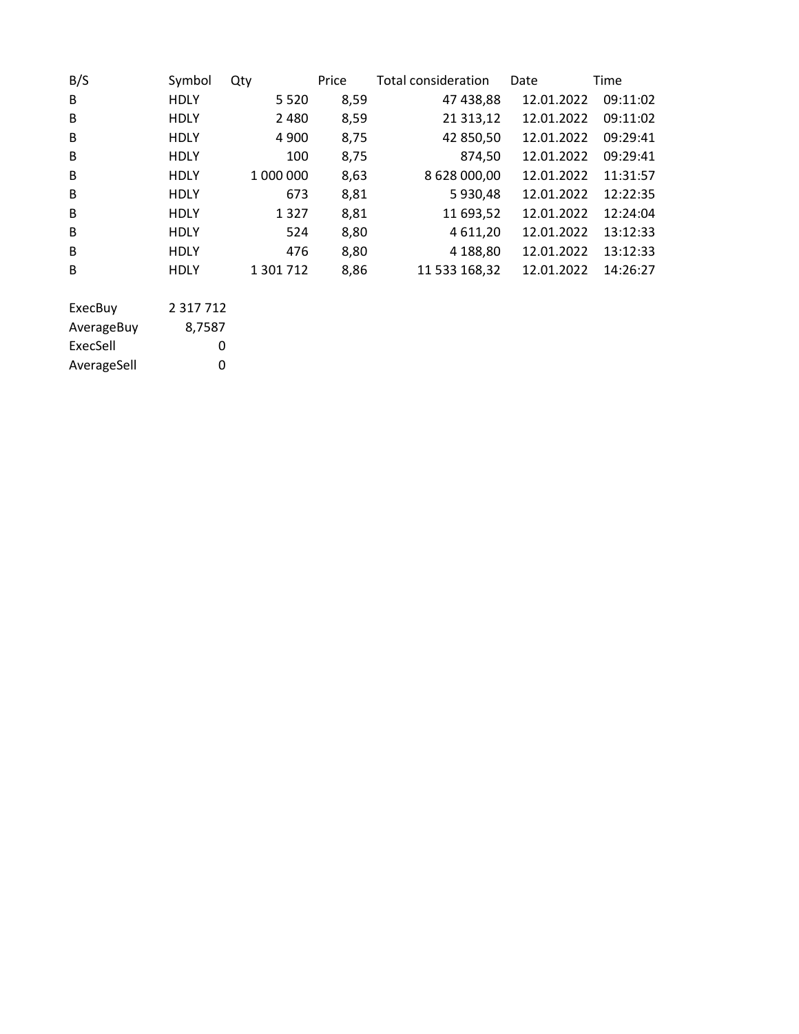| B/S | Symbol | Qty | Price | Total consideration | Date | Time |
|---|---|---|---|---|---|---|
| B | HDLY | 5 520 | 8,59 | 47 438,88 | 12.01.2022 | 09:11:02 |
| B | HDLY | 2 480 | 8,59 | 21 313,12 | 12.01.2022 | 09:11:02 |
| B | HDLY | 4 900 | 8,75 | 42 850,50 | 12.01.2022 | 09:29:41 |
| B | HDLY | 100 | 8,75 | 874,50 | 12.01.2022 | 09:29:41 |
| B | HDLY | 1 000 000 | 8,63 | 8 628 000,00 | 12.01.2022 | 11:31:57 |
| B | HDLY | 673 | 8,81 | 5 930,48 | 12.01.2022 | 12:22:35 |
| B | HDLY | 1 327 | 8,81 | 11 693,52 | 12.01.2022 | 12:24:04 |
| B | HDLY | 524 | 8,80 | 4 611,20 | 12.01.2022 | 13:12:33 |
| B | HDLY | 476 | 8,80 | 4 188,80 | 12.01.2022 | 13:12:33 |
| B | HDLY | 1 301 712 | 8,86 | 11 533 168,32 | 12.01.2022 | 14:26:27 |

| | |
|---|---|
| ExecBuy | 2 317 712 |
| AverageBuy | 8,7587 |
| ExecSell | 0 |
| AverageSell | 0 |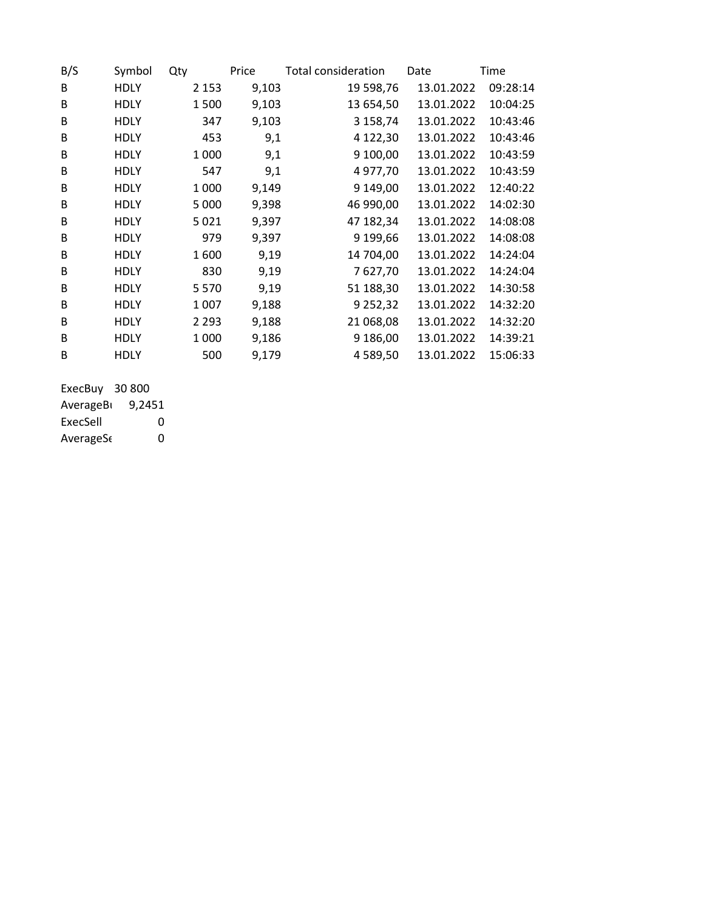| B/S | Symbol | Qty | Price | Total consideration | Date | Time |
|---|---|---|---|---|---|---|
| B | HDLY | 2 153 | 9,103 | 19 598,76 | 13.01.2022 | 09:28:14 |
| B | HDLY | 1 500 | 9,103 | 13 654,50 | 13.01.2022 | 10:04:25 |
| B | HDLY | 347 | 9,103 | 3 158,74 | 13.01.2022 | 10:43:46 |
| B | HDLY | 453 | 9,1 | 4 122,30 | 13.01.2022 | 10:43:46 |
| B | HDLY | 1 000 | 9,1 | 9 100,00 | 13.01.2022 | 10:43:59 |
| B | HDLY | 547 | 9,1 | 4 977,70 | 13.01.2022 | 10:43:59 |
| B | HDLY | 1 000 | 9,149 | 9 149,00 | 13.01.2022 | 12:40:22 |
| B | HDLY | 5 000 | 9,398 | 46 990,00 | 13.01.2022 | 14:02:30 |
| B | HDLY | 5 021 | 9,397 | 47 182,34 | 13.01.2022 | 14:08:08 |
| B | HDLY | 979 | 9,397 | 9 199,66 | 13.01.2022 | 14:08:08 |
| B | HDLY | 1 600 | 9,19 | 14 704,00 | 13.01.2022 | 14:24:04 |
| B | HDLY | 830 | 9,19 | 7 627,70 | 13.01.2022 | 14:24:04 |
| B | HDLY | 5 570 | 9,19 | 51 188,30 | 13.01.2022 | 14:30:58 |
| B | HDLY | 1 007 | 9,188 | 9 252,32 | 13.01.2022 | 14:32:20 |
| B | HDLY | 2 293 | 9,188 | 21 068,08 | 13.01.2022 | 14:32:20 |
| B | HDLY | 1 000 | 9,186 | 9 186,00 | 13.01.2022 | 14:39:21 |
| B | HDLY | 500 | 9,179 | 4 589,50 | 13.01.2022 | 15:06:33 |

| | |
|---|---|
| ExecBuy | 30 800 |
| AverageBı | 9,2451 |
| ExecSell | 0 |
| AverageSe | 0 |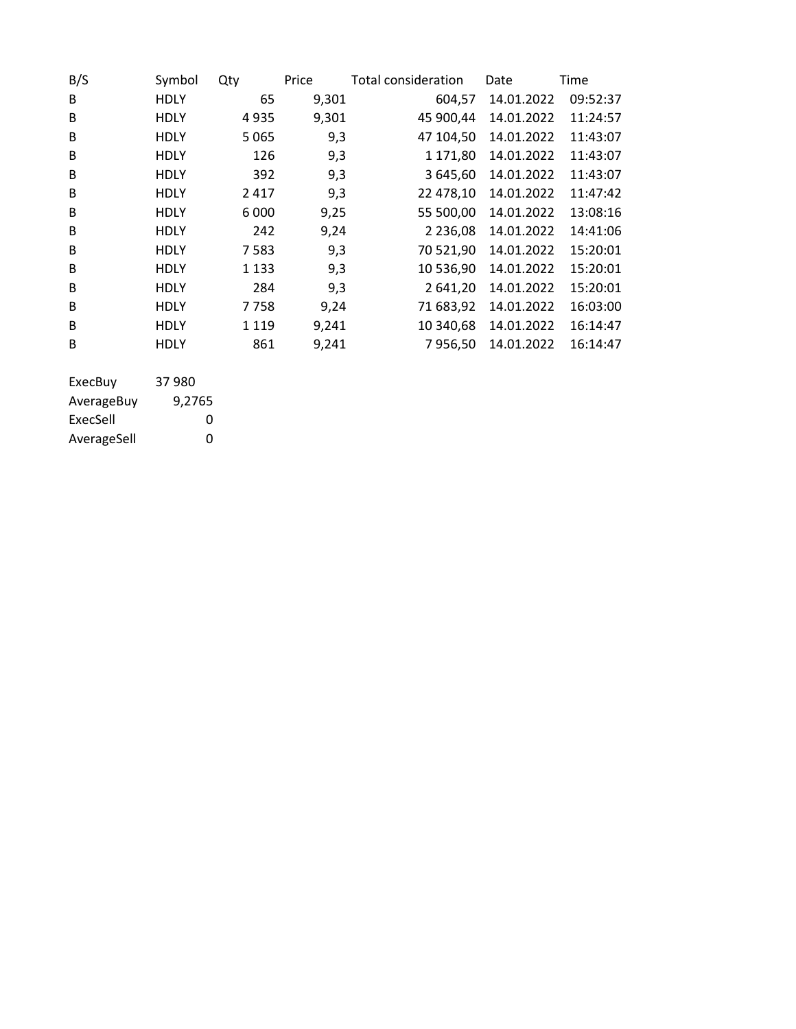| B/S | Symbol | Qty | Price | Total consideration | Date | Time |
| --- | --- | --- | --- | --- | --- | --- |
| B | HDLY | 65 | 9,301 | 604,57 | 14.01.2022 | 09:52:37 |
| B | HDLY | 4 935 | 9,301 | 45 900,44 | 14.01.2022 | 11:24:57 |
| B | HDLY | 5 065 | 9,3 | 47 104,50 | 14.01.2022 | 11:43:07 |
| B | HDLY | 126 | 9,3 | 1 171,80 | 14.01.2022 | 11:43:07 |
| B | HDLY | 392 | 9,3 | 3 645,60 | 14.01.2022 | 11:43:07 |
| B | HDLY | 2 417 | 9,3 | 22 478,10 | 14.01.2022 | 11:47:42 |
| B | HDLY | 6 000 | 9,25 | 55 500,00 | 14.01.2022 | 13:08:16 |
| B | HDLY | 242 | 9,24 | 2 236,08 | 14.01.2022 | 14:41:06 |
| B | HDLY | 7 583 | 9,3 | 70 521,90 | 14.01.2022 | 15:20:01 |
| B | HDLY | 1 133 | 9,3 | 10 536,90 | 14.01.2022 | 15:20:01 |
| B | HDLY | 284 | 9,3 | 2 641,20 | 14.01.2022 | 15:20:01 |
| B | HDLY | 7 758 | 9,24 | 71 683,92 | 14.01.2022 | 16:03:00 |
| B | HDLY | 1 119 | 9,241 | 10 340,68 | 14.01.2022 | 16:14:47 |
| B | HDLY | 861 | 9,241 | 7 956,50 | 14.01.2022 | 16:14:47 |

| | |
| --- | --- |
| ExecBuy | 37 980 |
| AverageBuy | 9,2765 |
| ExecSell | 0 |
| AverageSell | 0 |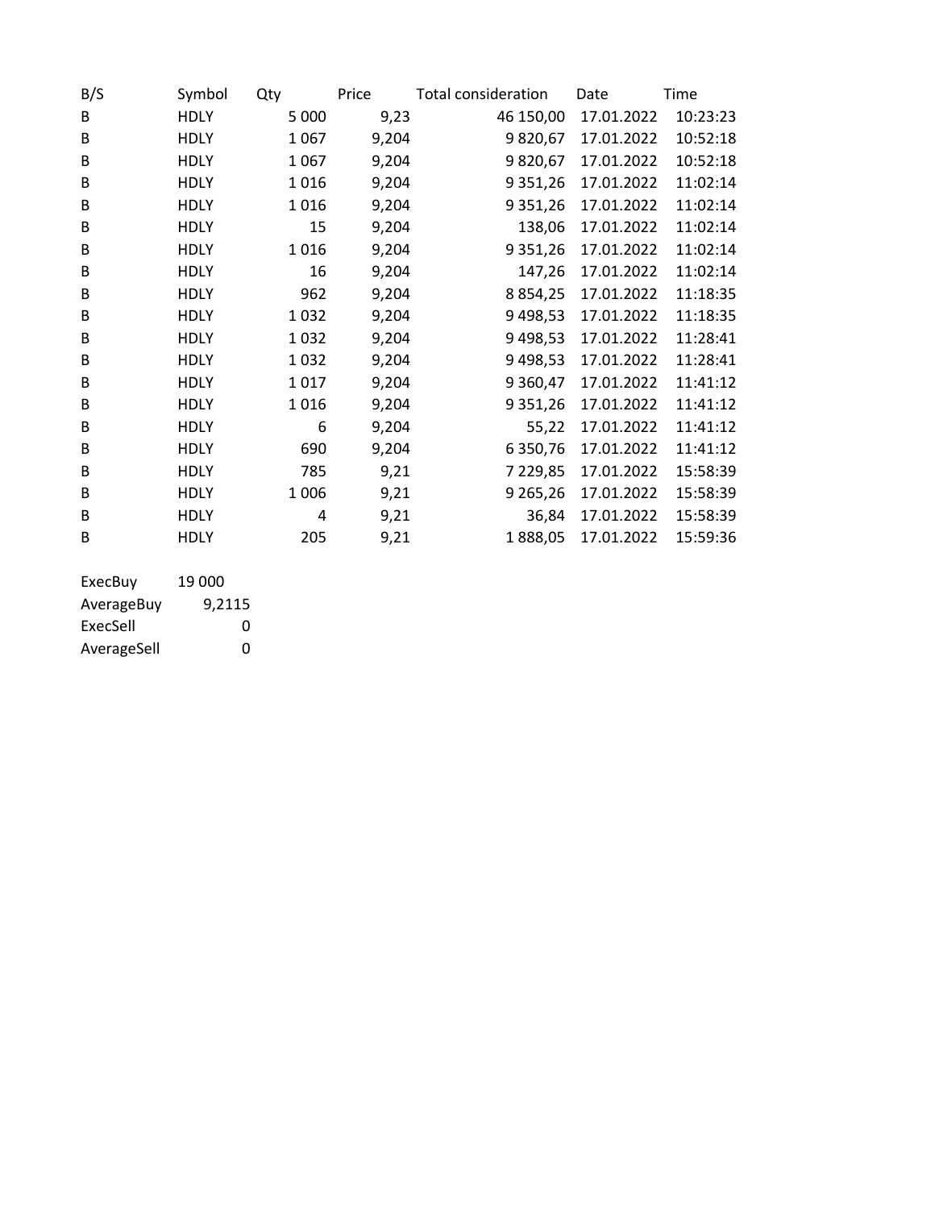| B/S | Symbol | Qty | Price | Total consideration | Date | Time |
|---|---|---|---|---|---|---|
| B | HDLY | 5 000 | 9,23 | 46 150,00 | 17.01.2022 | 10:23:23 |
| B | HDLY | 1 067 | 9,204 | 9 820,67 | 17.01.2022 | 10:52:18 |
| B | HDLY | 1 067 | 9,204 | 9 820,67 | 17.01.2022 | 10:52:18 |
| B | HDLY | 1 016 | 9,204 | 9 351,26 | 17.01.2022 | 11:02:14 |
| B | HDLY | 1 016 | 9,204 | 9 351,26 | 17.01.2022 | 11:02:14 |
| B | HDLY | 15 | 9,204 | 138,06 | 17.01.2022 | 11:02:14 |
| B | HDLY | 1 016 | 9,204 | 9 351,26 | 17.01.2022 | 11:02:14 |
| B | HDLY | 16 | 9,204 | 147,26 | 17.01.2022 | 11:02:14 |
| B | HDLY | 962 | 9,204 | 8 854,25 | 17.01.2022 | 11:18:35 |
| B | HDLY | 1 032 | 9,204 | 9 498,53 | 17.01.2022 | 11:18:35 |
| B | HDLY | 1 032 | 9,204 | 9 498,53 | 17.01.2022 | 11:28:41 |
| B | HDLY | 1 032 | 9,204 | 9 498,53 | 17.01.2022 | 11:28:41 |
| B | HDLY | 1 017 | 9,204 | 9 360,47 | 17.01.2022 | 11:41:12 |
| B | HDLY | 1 016 | 9,204 | 9 351,26 | 17.01.2022 | 11:41:12 |
| B | HDLY | 6 | 9,204 | 55,22 | 17.01.2022 | 11:41:12 |
| B | HDLY | 690 | 9,204 | 6 350,76 | 17.01.2022 | 11:41:12 |
| B | HDLY | 785 | 9,21 | 7 229,85 | 17.01.2022 | 15:58:39 |
| B | HDLY | 1 006 | 9,21 | 9 265,26 | 17.01.2022 | 15:58:39 |
| B | HDLY | 4 | 9,21 | 36,84 | 17.01.2022 | 15:58:39 |
| B | HDLY | 205 | 9,21 | 1 888,05 | 17.01.2022 | 15:59:36 |

| | |
|---|---|
| ExecBuy | 19 000 |
| AverageBuy | 9,2115 |
| ExecSell | 0 |
| AverageSell | 0 |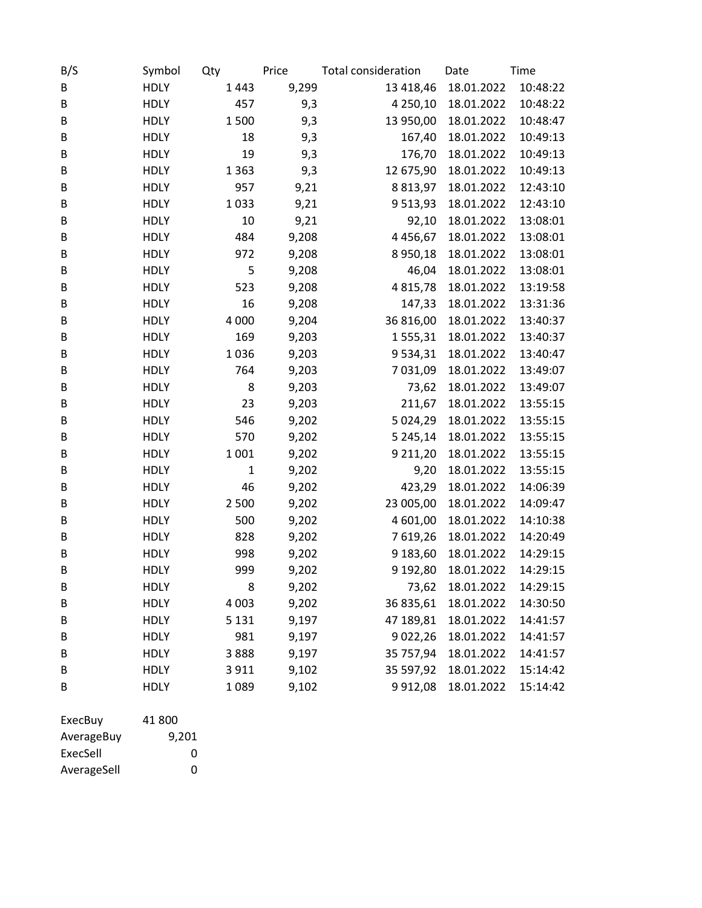| B/S | Symbol | Qty | Price | Total consideration | Date | Time |
|---|---|---|---|---|---|---|
| B | HDLY | 1 443 | 9,299 | 13 418,46 | 18.01.2022 | 10:48:22 |
| B | HDLY | 457 | 9,3 | 4 250,10 | 18.01.2022 | 10:48:22 |
| B | HDLY | 1 500 | 9,3 | 13 950,00 | 18.01.2022 | 10:48:47 |
| B | HDLY | 18 | 9,3 | 167,40 | 18.01.2022 | 10:49:13 |
| B | HDLY | 19 | 9,3 | 176,70 | 18.01.2022 | 10:49:13 |
| B | HDLY | 1 363 | 9,3 | 12 675,90 | 18.01.2022 | 10:49:13 |
| B | HDLY | 957 | 9,21 | 8 813,97 | 18.01.2022 | 12:43:10 |
| B | HDLY | 1 033 | 9,21 | 9 513,93 | 18.01.2022 | 12:43:10 |
| B | HDLY | 10 | 9,21 | 92,10 | 18.01.2022 | 13:08:01 |
| B | HDLY | 484 | 9,208 | 4 456,67 | 18.01.2022 | 13:08:01 |
| B | HDLY | 972 | 9,208 | 8 950,18 | 18.01.2022 | 13:08:01 |
| B | HDLY | 5 | 9,208 | 46,04 | 18.01.2022 | 13:08:01 |
| B | HDLY | 523 | 9,208 | 4 815,78 | 18.01.2022 | 13:19:58 |
| B | HDLY | 16 | 9,208 | 147,33 | 18.01.2022 | 13:31:36 |
| B | HDLY | 4 000 | 9,204 | 36 816,00 | 18.01.2022 | 13:40:37 |
| B | HDLY | 169 | 9,203 | 1 555,31 | 18.01.2022 | 13:40:37 |
| B | HDLY | 1 036 | 9,203 | 9 534,31 | 18.01.2022 | 13:40:47 |
| B | HDLY | 764 | 9,203 | 7 031,09 | 18.01.2022 | 13:49:07 |
| B | HDLY | 8 | 9,203 | 73,62 | 18.01.2022 | 13:49:07 |
| B | HDLY | 23 | 9,203 | 211,67 | 18.01.2022 | 13:55:15 |
| B | HDLY | 546 | 9,202 | 5 024,29 | 18.01.2022 | 13:55:15 |
| B | HDLY | 570 | 9,202 | 5 245,14 | 18.01.2022 | 13:55:15 |
| B | HDLY | 1 001 | 9,202 | 9 211,20 | 18.01.2022 | 13:55:15 |
| B | HDLY | 1 | 9,202 | 9,20 | 18.01.2022 | 13:55:15 |
| B | HDLY | 46 | 9,202 | 423,29 | 18.01.2022 | 14:06:39 |
| B | HDLY | 2 500 | 9,202 | 23 005,00 | 18.01.2022 | 14:09:47 |
| B | HDLY | 500 | 9,202 | 4 601,00 | 18.01.2022 | 14:10:38 |
| B | HDLY | 828 | 9,202 | 7 619,26 | 18.01.2022 | 14:20:49 |
| B | HDLY | 998 | 9,202 | 9 183,60 | 18.01.2022 | 14:29:15 |
| B | HDLY | 999 | 9,202 | 9 192,80 | 18.01.2022 | 14:29:15 |
| B | HDLY | 8 | 9,202 | 73,62 | 18.01.2022 | 14:29:15 |
| B | HDLY | 4 003 | 9,202 | 36 835,61 | 18.01.2022 | 14:30:50 |
| B | HDLY | 5 131 | 9,197 | 47 189,81 | 18.01.2022 | 14:41:57 |
| B | HDLY | 981 | 9,197 | 9 022,26 | 18.01.2022 | 14:41:57 |
| B | HDLY | 3 888 | 9,197 | 35 757,94 | 18.01.2022 | 14:41:57 |
| B | HDLY | 3 911 | 9,102 | 35 597,92 | 18.01.2022 | 15:14:42 |
| B | HDLY | 1 089 | 9,102 | 9 912,08 | 18.01.2022 | 15:14:42 |

| | |
|---|---|
| ExecBuy | 41 800 |
| AverageBuy | 9,201 |
| ExecSell | 0 |
| AverageSell | 0 |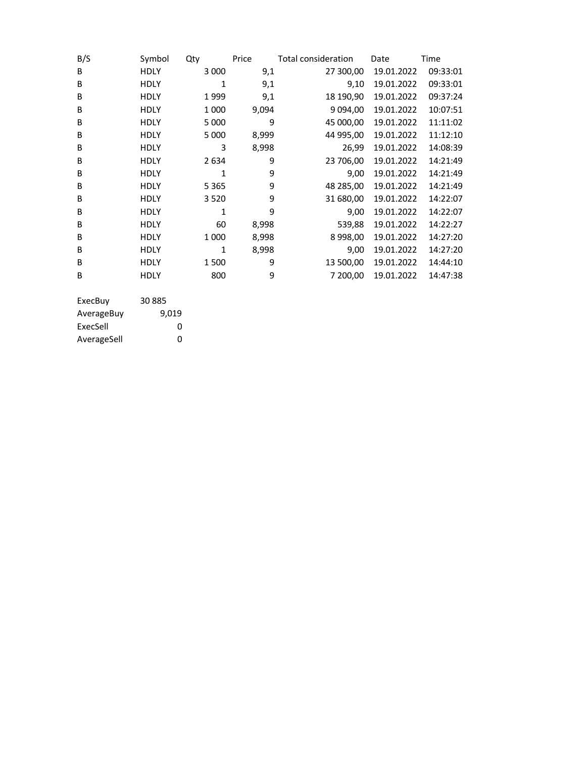| B/S | Symbol | Qty | Price | Total consideration | Date | Time |
|---|---|---|---|---|---|---|
| B | HDLY | 3 000 | 9,1 | 27 300,00 | 19.01.2022 | 09:33:01 |
| B | HDLY | 1 | 9,1 | 9,10 | 19.01.2022 | 09:33:01 |
| B | HDLY | 1 999 | 9,1 | 18 190,90 | 19.01.2022 | 09:37:24 |
| B | HDLY | 1 000 | 9,094 | 9 094,00 | 19.01.2022 | 10:07:51 |
| B | HDLY | 5 000 | 9 | 45 000,00 | 19.01.2022 | 11:11:02 |
| B | HDLY | 5 000 | 8,999 | 44 995,00 | 19.01.2022 | 11:12:10 |
| B | HDLY | 3 | 8,998 | 26,99 | 19.01.2022 | 14:08:39 |
| B | HDLY | 2 634 | 9 | 23 706,00 | 19.01.2022 | 14:21:49 |
| B | HDLY | 1 | 9 | 9,00 | 19.01.2022 | 14:21:49 |
| B | HDLY | 5 365 | 9 | 48 285,00 | 19.01.2022 | 14:21:49 |
| B | HDLY | 3 520 | 9 | 31 680,00 | 19.01.2022 | 14:22:07 |
| B | HDLY | 1 | 9 | 9,00 | 19.01.2022 | 14:22:07 |
| B | HDLY | 60 | 8,998 | 539,88 | 19.01.2022 | 14:22:27 |
| B | HDLY | 1 000 | 8,998 | 8 998,00 | 19.01.2022 | 14:27:20 |
| B | HDLY | 1 | 8,998 | 9,00 | 19.01.2022 | 14:27:20 |
| B | HDLY | 1 500 | 9 | 13 500,00 | 19.01.2022 | 14:44:10 |
| B | HDLY | 800 | 9 | 7 200,00 | 19.01.2022 | 14:47:38 |

| | |
|---|---|
| ExecBuy | 30 885 |
| AverageBuy | 9,019 |
| ExecSell | 0 |
| AverageSell | 0 |